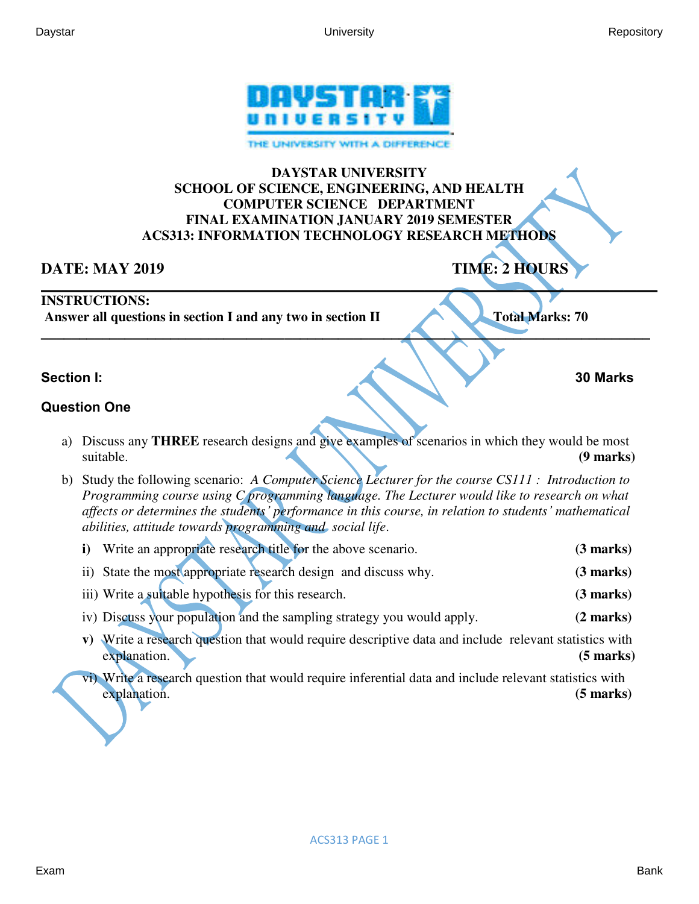**DAYSTAR UNIVERSITY**
**SCHOOL OF SCIENCE, ENGINEERING, AND HEALTH**
**COMPUTER SCIENCE DEPARTMENT**
**FINAL EXAMINATION JANUARY 2019 SEMESTER**
**ACS313: INFORMATION TECHNOLOGY RESEARCH METHODS**

**DATE: MAY 2019** **TIME: 2 HOURS**

**INSTRUCTIONS:**
**Answer all questions in section I and any two in section II** **Total Marks: 70**

## Section I: 30 Marks

### Question One

a) Discuss any **THREE** research designs and give examples of scenarios in which they would be most suitable. **(9 marks)**

b) Study the following scenario: *A Computer Science Lecturer for the course CS111 : Introduction to Programming course using C programming language. The Lecturer would like to research on what affects or determines the students' performance in this course, in relation to students' mathematical abilities, attitude towards programming and social life.*

**i)** Write an appropriate research title for the above scenario. **(3 marks)**

ii) State the most appropriate research design and discuss why. **(3 marks)**

iii) Write a suitable hypothesis for this research. **(3 marks)**

iv) Discuss your population and the sampling strategy you would apply. **(2 marks)**

**v)** Write a research question that would require descriptive data and include relevant statistics with explanation. **(5 marks)**

vi) Write a research question that would require inferential data and include relevant statistics with explanation. **(5 marks)**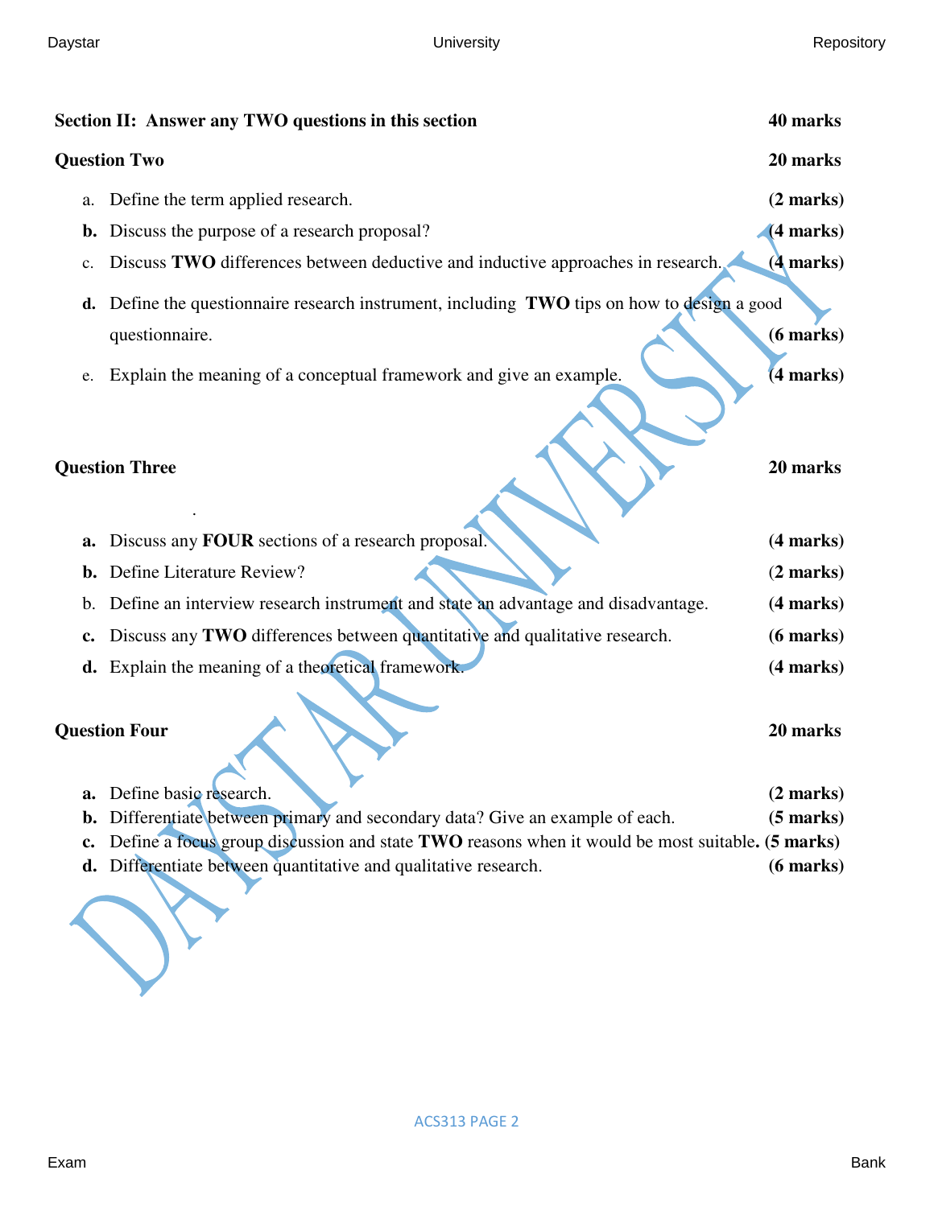**Section II: Answer any TWO questions in this section** **40 marks**

**Question Two** **20 marks**

a. Define the term applied research. **(2 marks)**

**b.** Discuss the purpose of a research proposal? **(4 marks)**

c. Discuss **TWO** differences between deductive and inductive approaches in research. **(4 marks)**

**d.** Define the questionnaire research instrument, including **TWO** tips on how to design a good questionnaire. **(6 marks)**

e. Explain the meaning of a conceptual framework and give an example. **(4 marks)**

**Question Three** **20 marks**

.

**a.** Discuss any **FOUR** sections of a research proposal. **(4 marks)**

**b.** Define Literature Review? **(2 marks)**

b. Define an interview research instrument and state an advantage and disadvantage. **(4 marks)**

**c.** Discuss any **TWO** differences between quantitative and qualitative research. **(6 marks)**

**d.** Explain the meaning of a theoretical framework. **(4 marks)**

**Question Four** **20 marks**

**a.** Define basic research. **(2 marks)**

**b.** Differentiate between primary and secondary data? Give an example of each. **(5 marks)**

**c.** Define a focus group discussion and state **TWO** reasons when it would be most suitable**.** **(5 marks)**

**d.** Differentiate between quantitative and qualitative research. **(6 marks)**